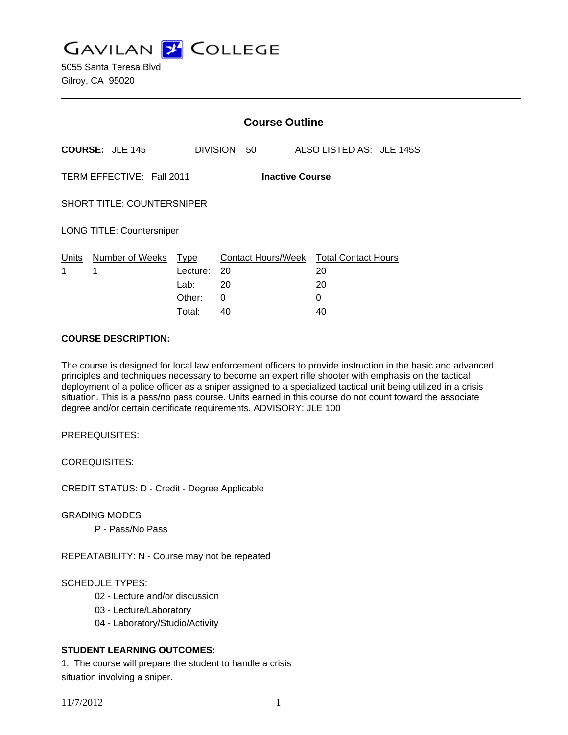GAVILAN COLLEGE

5055 Santa Teresa Blvd
Gilroy, CA 95020

---

## Course Outline

**COURSE:** JLE 145 DIVISION: 50 ALSO LISTED AS: JLE 145S

TERM EFFECTIVE: Fall 2011 **Inactive Course**

SHORT TITLE: COUNTERSNIPER

LONG TITLE: Countersniper

| Units | Number of Weeks | Type | Contact Hours/Week | Total Contact Hours |
|---|---|---|---|---|
| 1 | 1 | Lecture: | 20 | 20 |
| | | Lab: | 20 | 20 |
| | | Other: | 0 | 0 |
| | | Total: | 40 | 40 |

**COURSE DESCRIPTION:**

The course is designed for local law enforcement officers to provide instruction in the basic and advanced principles and techniques necessary to become an expert rifle shooter with emphasis on the tactical deployment of a police officer as a sniper assigned to a specialized tactical unit being utilized in a crisis situation. This is a pass/no pass course. Units earned in this course do not count toward the associate degree and/or certain certificate requirements. ADVISORY: JLE 100

PREREQUISITES:

COREQUISITES:

CREDIT STATUS: D - Credit - Degree Applicable

GRADING MODES

P - Pass/No Pass

REPEATABILITY: N - Course may not be repeated

SCHEDULE TYPES:

02 - Lecture and/or discussion
03 - Lecture/Laboratory
04 - Laboratory/Studio/Activity

**STUDENT LEARNING OUTCOMES:**

1. The course will prepare the student to handle a crisis situation involving a sniper.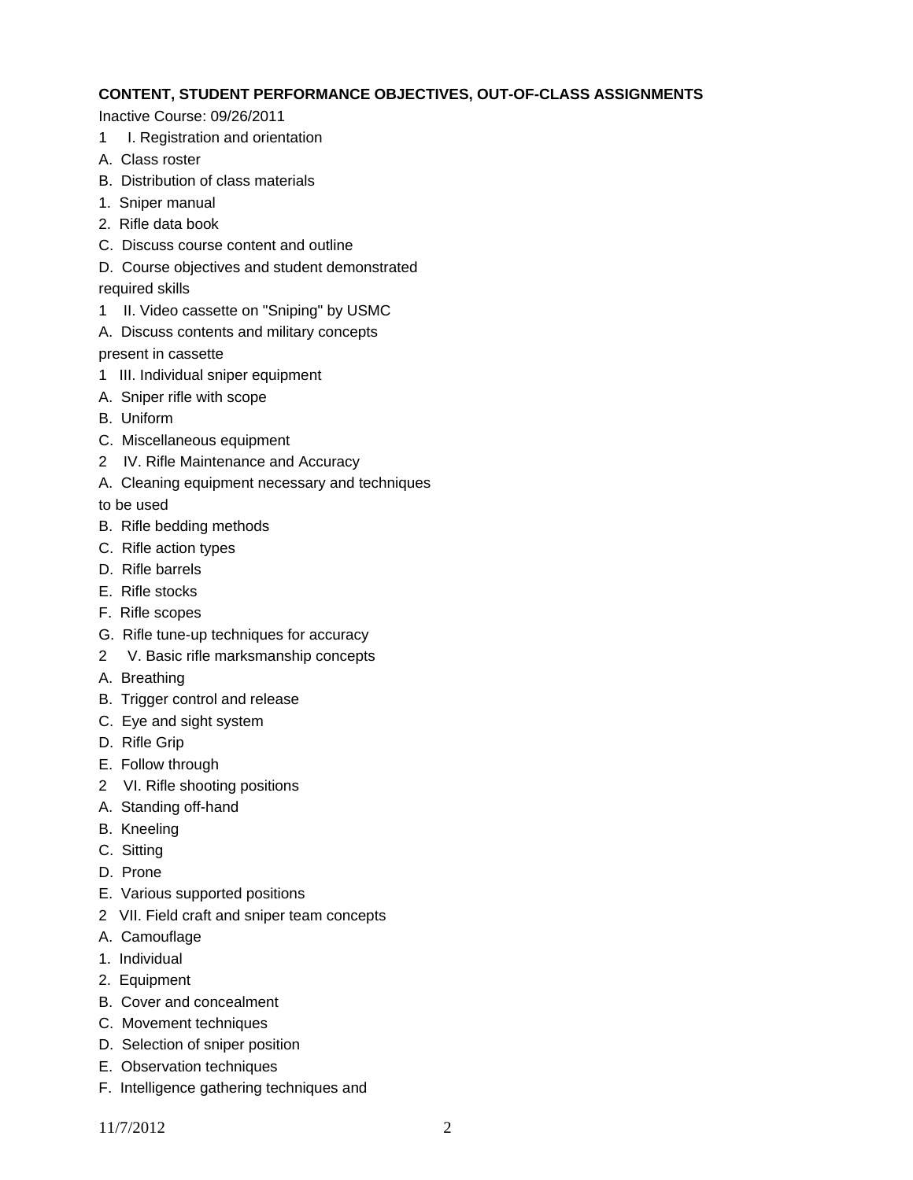**CONTENT, STUDENT PERFORMANCE OBJECTIVES, OUT-OF-CLASS ASSIGNMENTS**

Inactive Course: 09/26/2011

1 I. Registration and orientation

A. Class roster

B. Distribution of class materials

1. Sniper manual

2. Rifle data book

C. Discuss course content and outline

D. Course objectives and student demonstrated required skills

1 II. Video cassette on "Sniping" by USMC

A. Discuss contents and military concepts present in cassette

1 III. Individual sniper equipment

A. Sniper rifle with scope

B. Uniform

C. Miscellaneous equipment

2 IV. Rifle Maintenance and Accuracy

A. Cleaning equipment necessary and techniques to be used

B. Rifle bedding methods

C. Rifle action types

D. Rifle barrels

E. Rifle stocks

F. Rifle scopes

G. Rifle tune-up techniques for accuracy

2 V. Basic rifle marksmanship concepts

A. Breathing

B. Trigger control and release

C. Eye and sight system

D. Rifle Grip

E. Follow through

2 VI. Rifle shooting positions

A. Standing off-hand

B. Kneeling

C. Sitting

D. Prone

E. Various supported positions

2 VII. Field craft and sniper team concepts

A. Camouflage

1. Individual

2. Equipment

B. Cover and concealment

C. Movement techniques

D. Selection of sniper position

E. Observation techniques

F. Intelligence gathering techniques and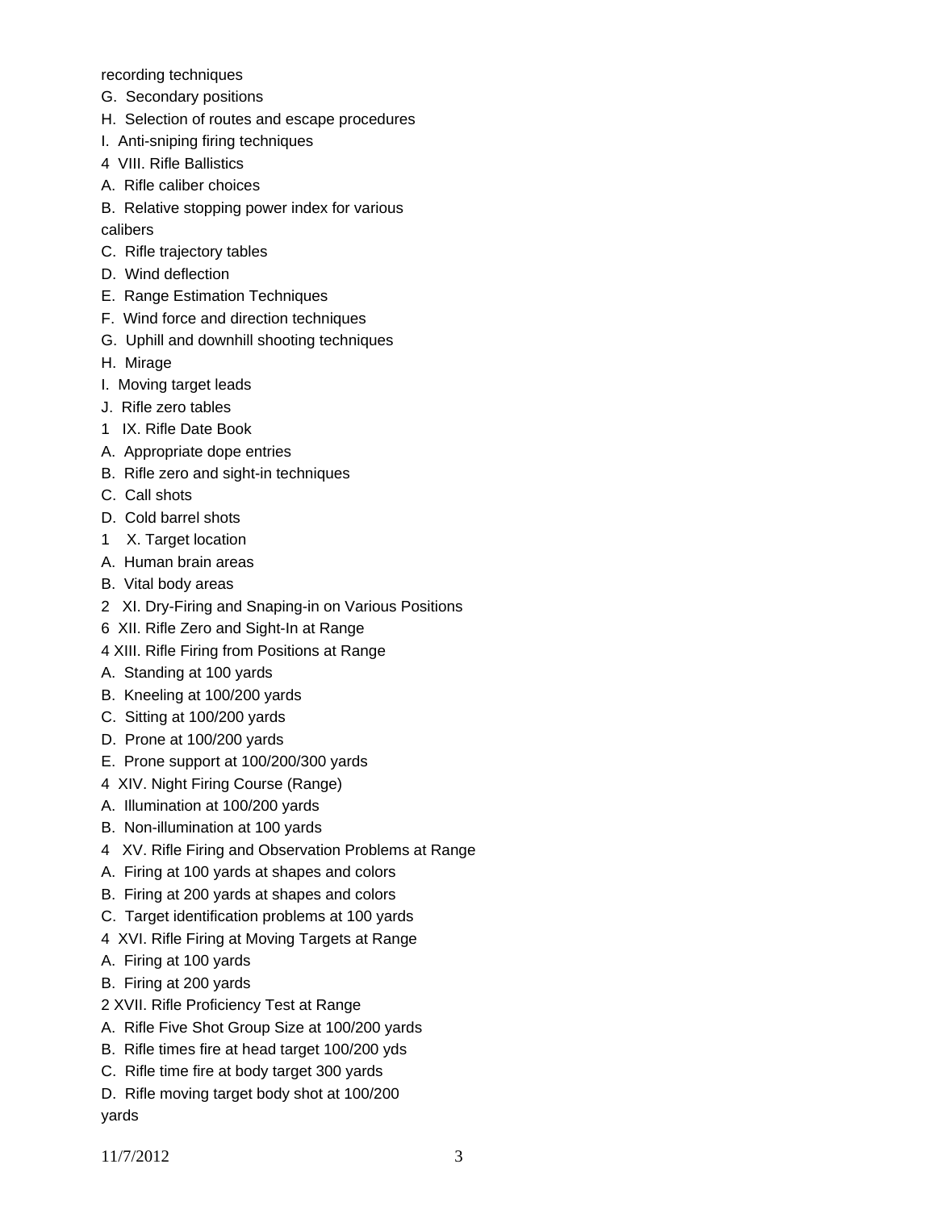recording techniques

G. Secondary positions

H. Selection of routes and escape procedures

I. Anti-sniping firing techniques

4 VIII. Rifle Ballistics

A. Rifle caliber choices

B. Relative stopping power index for various calibers

C. Rifle trajectory tables

D. Wind deflection

E. Range Estimation Techniques

F. Wind force and direction techniques

G. Uphill and downhill shooting techniques

H. Mirage

I. Moving target leads

J. Rifle zero tables

1 IX. Rifle Date Book

A. Appropriate dope entries

B. Rifle zero and sight-in techniques

C. Call shots

D. Cold barrel shots

1 X. Target location

A. Human brain areas

B. Vital body areas

2 XI. Dry-Firing and Snaping-in on Various Positions

6 XII. Rifle Zero and Sight-In at Range

4 XIII. Rifle Firing from Positions at Range

A. Standing at 100 yards

B. Kneeling at 100/200 yards

C. Sitting at 100/200 yards

D. Prone at 100/200 yards

E. Prone support at 100/200/300 yards

4 XIV. Night Firing Course (Range)

A. Illumination at 100/200 yards

B. Non-illumination at 100 yards

4 XV. Rifle Firing and Observation Problems at Range

A. Firing at 100 yards at shapes and colors

B. Firing at 200 yards at shapes and colors

C. Target identification problems at 100 yards

4 XVI. Rifle Firing at Moving Targets at Range

A. Firing at 100 yards

B. Firing at 200 yards

2 XVII. Rifle Proficiency Test at Range

A. Rifle Five Shot Group Size at 100/200 yards

B. Rifle times fire at head target 100/200 yds

C. Rifle time fire at body target 300 yards

D. Rifle moving target body shot at 100/200 yards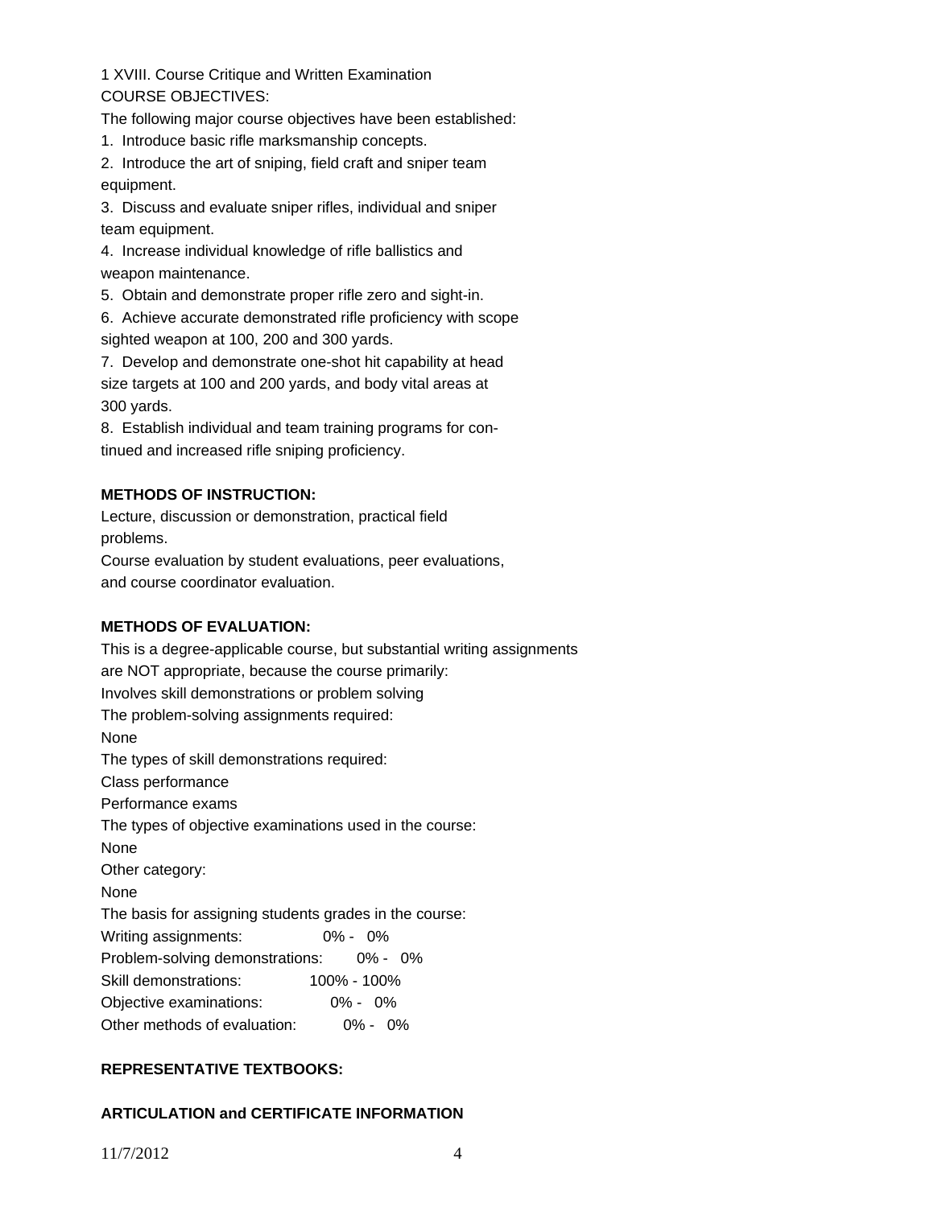1 XVIII. Course Critique and Written Examination

COURSE OBJECTIVES:

The following major course objectives have been established:

1. Introduce basic rifle marksmanship concepts.
2. Introduce the art of sniping, field craft and sniper team equipment.
3. Discuss and evaluate sniper rifles, individual and sniper team equipment.
4. Increase individual knowledge of rifle ballistics and weapon maintenance.
5. Obtain and demonstrate proper rifle zero and sight-in.
6. Achieve accurate demonstrated rifle proficiency with scope sighted weapon at 100, 200 and 300 yards.
7. Develop and demonstrate one-shot hit capability at head size targets at 100 and 200 yards, and body vital areas at 300 yards.
8. Establish individual and team training programs for continued and increased rifle sniping proficiency.

**METHODS OF INSTRUCTION:**

Lecture, discussion or demonstration, practical field problems.

Course evaluation by student evaluations, peer evaluations, and course coordinator evaluation.

**METHODS OF EVALUATION:**

This is a degree-applicable course, but substantial writing assignments are NOT appropriate, because the course primarily:

Involves skill demonstrations or problem solving

The problem-solving assignments required:

None

The types of skill demonstrations required:

Class performance

Performance exams

The types of objective examinations used in the course:

None

Other category:

None

The basis for assigning students grades in the course:

| | |
|---|---|
| Writing assignments: | 0% - 0% |
| Problem-solving demonstrations: | 0% - 0% |
| Skill demonstrations: | 100% - 100% |
| Objective examinations: | 0% - 0% |
| Other methods of evaluation: | 0% - 0% |

**REPRESENTATIVE TEXTBOOKS:**

**ARTICULATION and CERTIFICATE INFORMATION**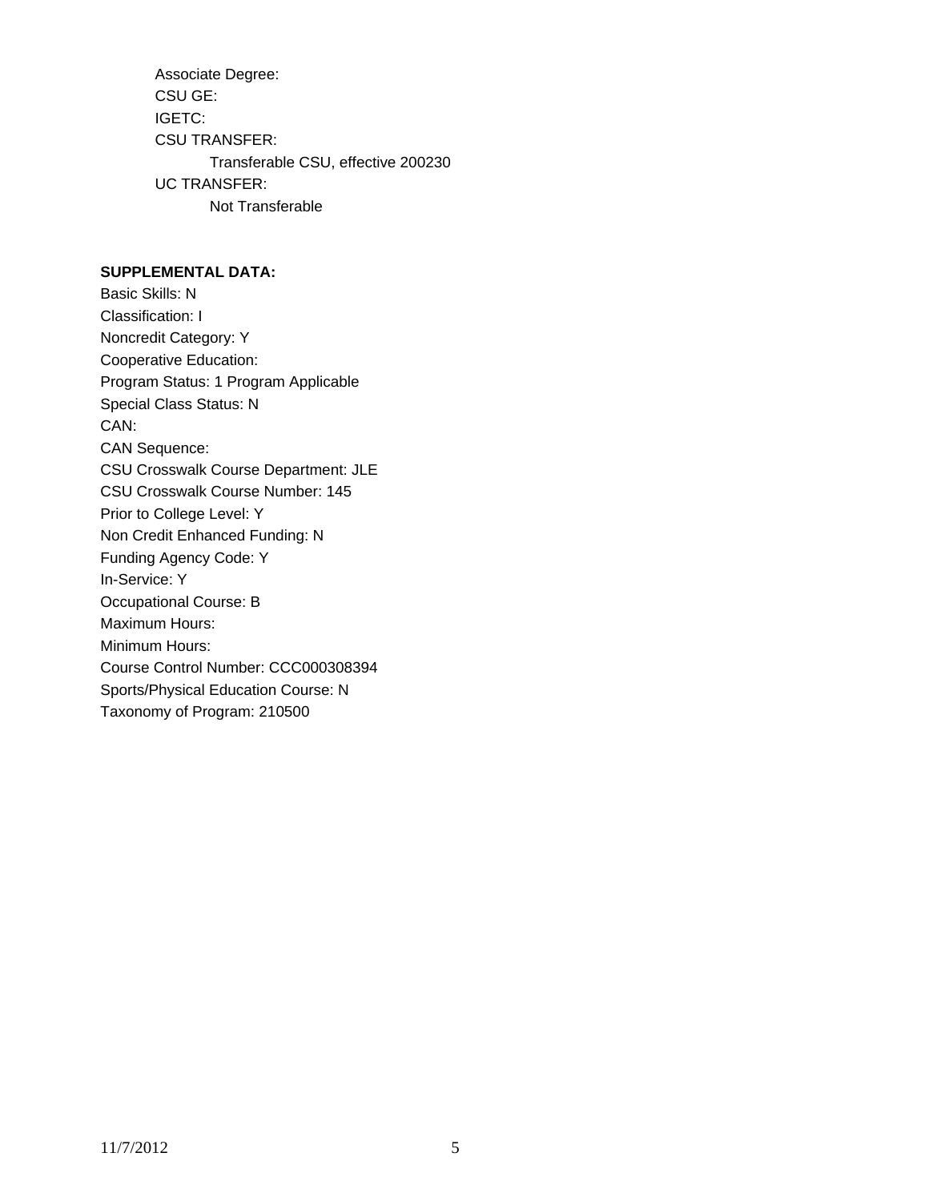Associate Degree:

CSU GE:

IGETC:

CSU TRANSFER:

Transferable CSU, effective 200230

UC TRANSFER:

Not Transferable

**SUPPLEMENTAL DATA:**

Basic Skills: N

Classification: I

Noncredit Category: Y

Cooperative Education:

Program Status: 1 Program Applicable

Special Class Status: N

CAN:

CAN Sequence:

CSU Crosswalk Course Department: JLE

CSU Crosswalk Course Number: 145

Prior to College Level: Y

Non Credit Enhanced Funding: N

Funding Agency Code: Y

In-Service: Y

Occupational Course: B

Maximum Hours:

Minimum Hours:

Course Control Number: CCC000308394

Sports/Physical Education Course: N

Taxonomy of Program: 210500